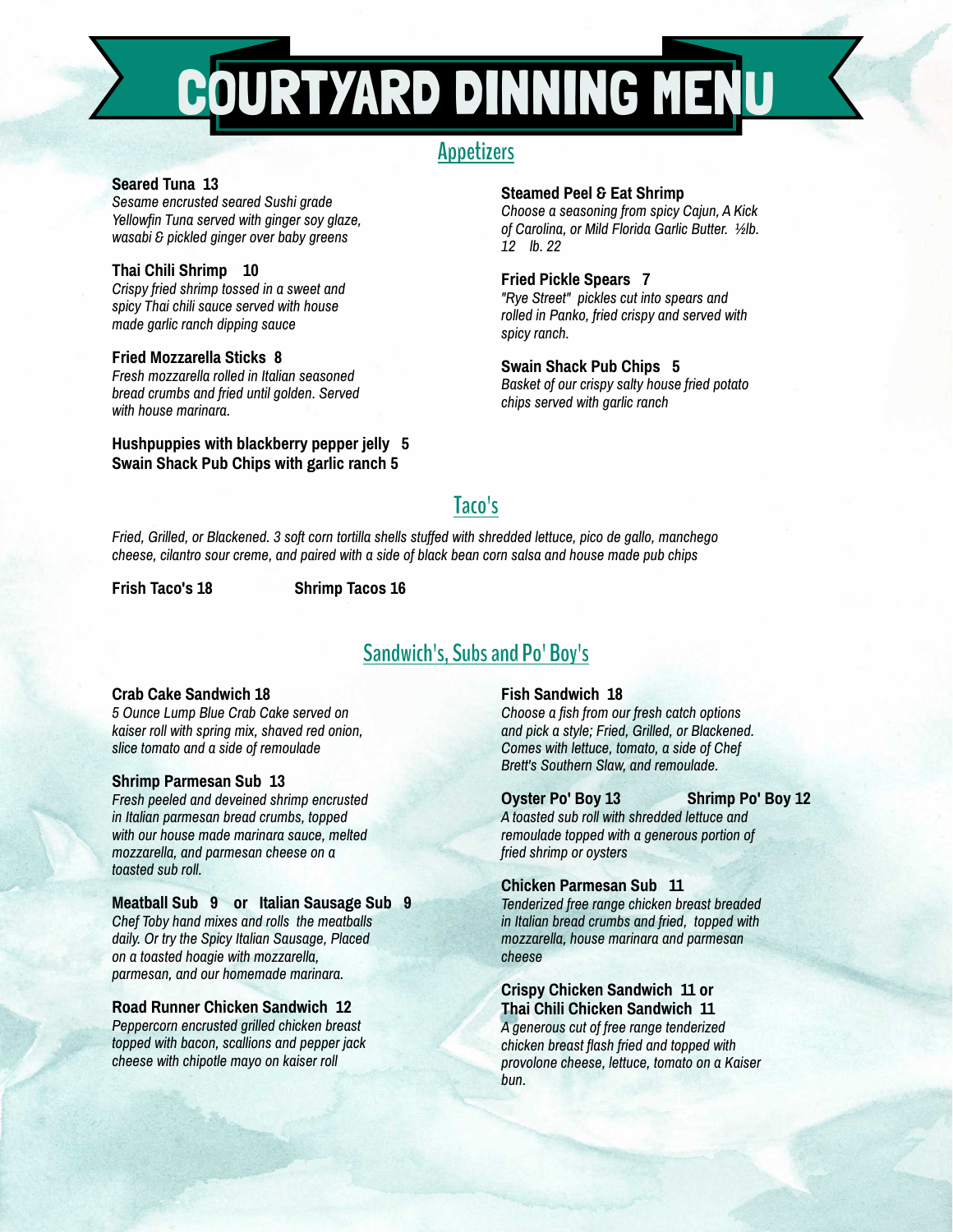# COURTYARD DINNING MENU

## Appetizers

**Seared Tuna 13**
*Sesame encrusted seared Sushi grade Yellowfin Tuna served with ginger soy glaze, wasabi & pickled ginger over baby greens*

**Thai Chili Shrimp 10**
*Crispy fried shrimp tossed in a sweet and spicy Thai chili sauce served with house made garlic ranch dipping sauce*

**Fried Mozzarella Sticks 8**
*Fresh mozzarella rolled in Italian seasoned bread crumbs and fried until golden. Served with house marinara.*

**Hushpuppies with blackberry pepper jelly 5**
**Swain Shack Pub Chips with garlic ranch 5**

**Steamed Peel & Eat Shrimp**
*Choose a seasoning from spicy Cajun, A Kick of Carolina, or Mild Florida Garlic Butter. ½lb. 12 lb. 22*

**Fried Pickle Spears 7**
*"Rye Street" pickles cut into spears and rolled in Panko, fried crispy and served with spicy ranch.*

**Swain Shack Pub Chips 5**
*Basket of our crispy salty house fried potato chips served with garlic ranch*

## Taco's

*Fried, Grilled, or Blackened. 3 soft corn tortilla shells stuffed with shredded lettuce, pico de gallo, manchego cheese, cilantro sour creme, and paired with a side of black bean corn salsa and house made pub chips*

**Frish Taco's 18** **Shrimp Tacos 16**

## Sandwich's, Subs and Po' Boy's

**Crab Cake Sandwich 18**
*5 Ounce Lump Blue Crab Cake served on kaiser roll with spring mix, shaved red onion, slice tomato and a side of remoulade*

**Shrimp Parmesan Sub 13**
*Fresh peeled and deveined shrimp encrusted in Italian parmesan bread crumbs, topped with our house made marinara sauce, melted mozzarella, and parmesan cheese on a toasted sub roll.*

**Meatball Sub 9 or Italian Sausage Sub 9**
*Chef Toby hand mixes and rolls the meatballs daily. Or try the Spicy Italian Sausage, Placed on a toasted hoagie with mozzarella, parmesan, and our homemade marinara.*

**Road Runner Chicken Sandwich 12**
*Peppercorn encrusted grilled chicken breast topped with bacon, scallions and pepper jack cheese with chipotle mayo on kaiser roll*

**Fish Sandwich 18**
*Choose a fish from our fresh catch options and pick a style; Fried, Grilled, or Blackened. Comes with lettuce, tomato, a side of Chef Brett's Southern Slaw, and remoulade.*

**Oyster Po' Boy 13** **Shrimp Po' Boy 12**
*A toasted sub roll with shredded lettuce and remoulade topped with a generous portion of fried shrimp or oysters*

**Chicken Parmesan Sub 11**
*Tenderized free range chicken breast breaded in Italian bread crumbs and fried, topped with mozzarella, house marinara and parmesan cheese*

**Crispy Chicken Sandwich 11 or**
**Thai Chili Chicken Sandwich 11**
*A generous cut of free range tenderized chicken breast flash fried and topped with provolone cheese, lettuce, tomato on a Kaiser bun.*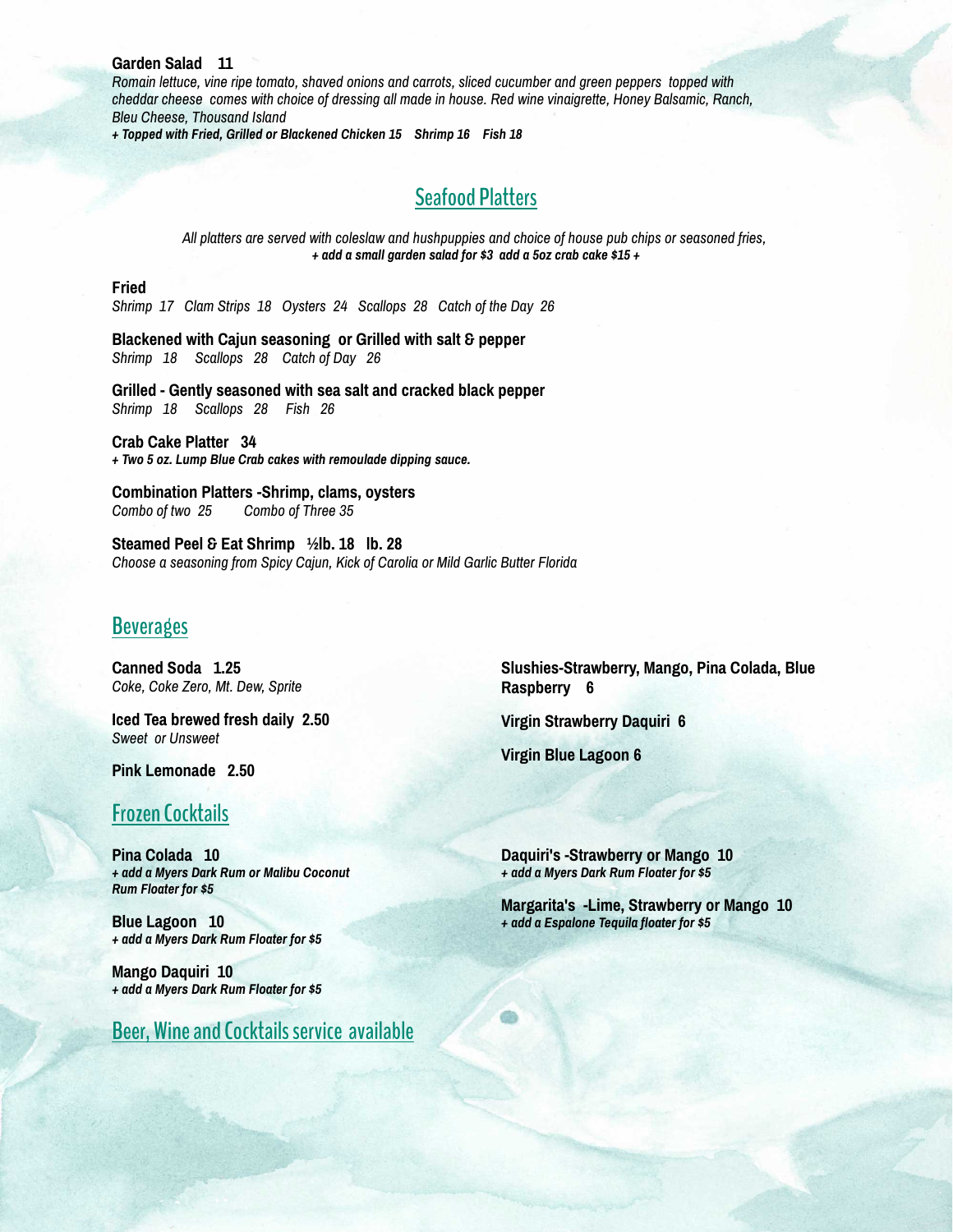**Garden Salad 11**
*Romain lettuce, vine ripe tomato, shaved onions and carrots, sliced cucumber and green peppers topped with cheddar cheese comes with choice of dressing all made in house. Red wine vinaigrette, Honey Balsamic, Ranch, Bleu Cheese, Thousand Island*
***+ Topped with Fried, Grilled or Blackened Chicken 15 Shrimp 16 Fish 18***

## Seafood Platters

*All platters are served with coleslaw and hushpuppies and choice of house pub chips or seasoned fries,*
***+ add a small garden salad for $3 add a 5oz crab cake $15 +***

**Fried**
*Shrimp 17 Clam Strips 18 Oysters 24 Scallops 28 Catch of the Day 26*

**Blackened with Cajun seasoning or Grilled with salt & pepper**
*Shrimp 18 Scallops 28 Catch of Day 26*

**Grilled - Gently seasoned with sea salt and cracked black pepper**
*Shrimp 18 Scallops 28 Fish 26*

**Crab Cake Platter 34**
***+ Two 5 oz. Lump Blue Crab cakes with remoulade dipping sauce.***

**Combination Platters -Shrimp, clams, oysters**
*Combo of two 25 Combo of Three 35*

**Steamed Peel & Eat Shrimp ½lb. 18 lb. 28**
*Choose a seasoning from Spicy Cajun, Kick of Carolia or Mild Garlic Butter Florida*

## Beverages

**Canned Soda 1.25**
*Coke, Coke Zero, Mt. Dew, Sprite*

**Iced Tea brewed fresh daily 2.50**
*Sweet or Unsweet*

**Pink Lemonade 2.50**

**Slushies-Strawberry, Mango, Pina Colada, Blue Raspberry 6**

**Virgin Strawberry Daquiri 6**

**Virgin Blue Lagoon 6**

## Frozen Cocktails

**Pina Colada 10**
***+ add a Myers Dark Rum or Malibu Coconut Rum Floater for $5***

**Blue Lagoon 10**
***+ add a Myers Dark Rum Floater for $5***

**Mango Daquiri 10**
***+ add a Myers Dark Rum Floater for $5***

**Daquiri's -Strawberry or Mango 10**
***+ add a Myers Dark Rum Floater for $5***

**Margarita's -Lime, Strawberry or Mango 10**
***+ add a Espalone Tequila floater for $5***

## Beer, Wine and Cocktails service available